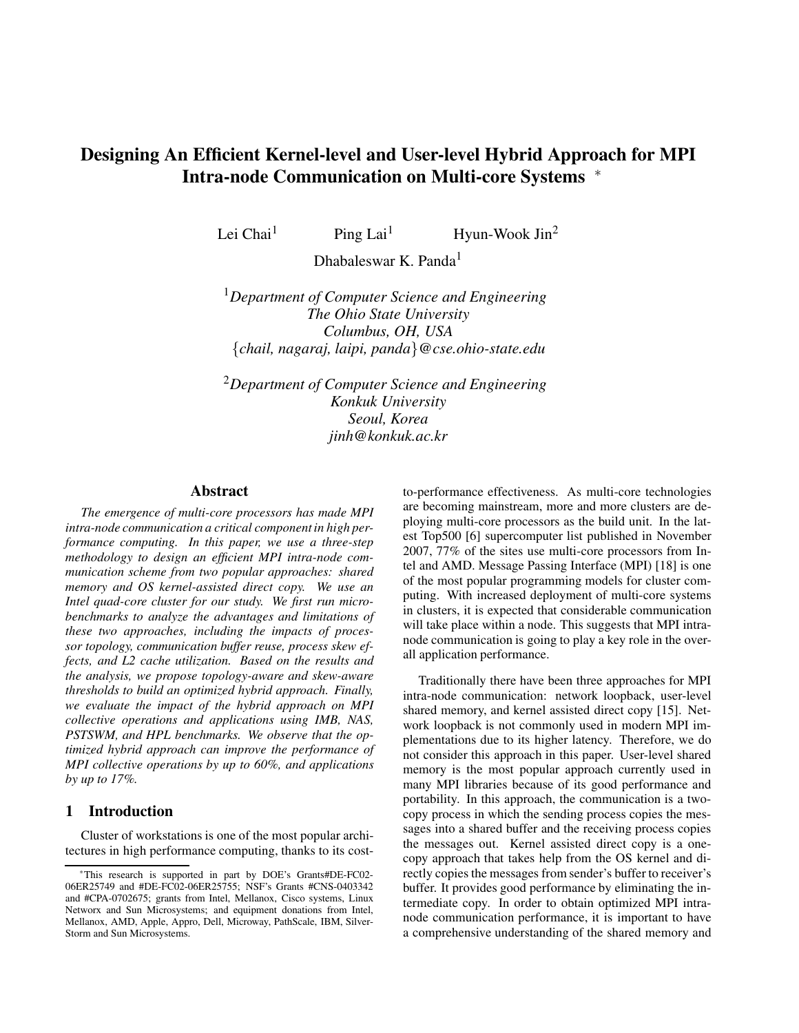# Designing An Efficient Kernel-level and User-level Hybrid Approach for MPI Intra-node Communication on Multi-core Systems *

Lei Chai[1] Ping Lai[1] Hyun-Wook Jin[2]

Dhabaleswar K. Panda[1]

[1]*Department of Computer Science and Engineering*
*The Ohio State University*
*Columbus, OH, USA*
*{chail, nagaraj, laipi, panda}@cse.ohio-state.edu*

[2]*Department of Computer Science and Engineering*
*Konkuk University*
*Seoul, Korea*
*jinh@konkuk.ac.kr*

## Abstract

*The emergence of multi-core processors has made MPI intra-node communication a critical component in high performance computing. In this paper, we use a three-step methodology to design an efficient MPI intra-node communication scheme from two popular approaches: shared memory and OS kernel-assisted direct copy. We use an Intel quad-core cluster for our study. We first run microbenchmarks to analyze the advantages and limitations of these two approaches, including the impacts of processor topology, communication buffer reuse, process skew effects, and L2 cache utilization. Based on the results and the analysis, we propose topology-aware and skew-aware thresholds to build an optimized hybrid approach. Finally, we evaluate the impact of the hybrid approach on MPI collective operations and applications using IMB, NAS, PSTSWM, and HPL benchmarks. We observe that the optimized hybrid approach can improve the performance of MPI collective operations by up to 60%, and applications by up to 17%.*

## 1 Introduction

Cluster of workstations is one of the most popular architectures in high performance computing, thanks to its cost-to-performance effectiveness. As multi-core technologies are becoming mainstream, more and more clusters are deploying multi-core processors as the build unit. In the latest Top500 [6] supercomputer list published in November 2007, 77% of the sites use multi-core processors from Intel and AMD. Message Passing Interface (MPI) [18] is one of the most popular programming models for cluster computing. With increased deployment of multi-core systems in clusters, it is expected that considerable communication will take place within a node. This suggests that MPI intra-node communication is going to play a key role in the overall application performance.

Traditionally there have been three approaches for MPI intra-node communication: network loopback, user-level shared memory, and kernel assisted direct copy [15]. Network loopback is not commonly used in modern MPI implementations due to its higher latency. Therefore, we do not consider this approach in this paper. User-level shared memory is the most popular approach currently used in many MPI libraries because of its good performance and portability. In this approach, the communication is a two-copy process in which the sending process copies the messages into a shared buffer and the receiving process copies the messages out. Kernel assisted direct copy is a one-copy approach that takes help from the OS kernel and directly copies the messages from sender's buffer to receiver's buffer. It provides good performance by eliminating the intermediate copy. In order to obtain optimized MPI intra-node communication performance, it is important to have a comprehensive understanding of the shared memory and

*This research is supported in part by DOE's Grants#DE-FC02-06ER25749 and #DE-FC02-06ER25755; NSF's Grants #CNS-0403342 and #CPA-0702675; grants from Intel, Mellanox, Cisco systems, Linux Networx and Sun Microsystems; and equipment donations from Intel, Mellanox, AMD, Apple, Appro, Dell, Microway, PathScale, IBM, SilverStorm and Sun Microsystems.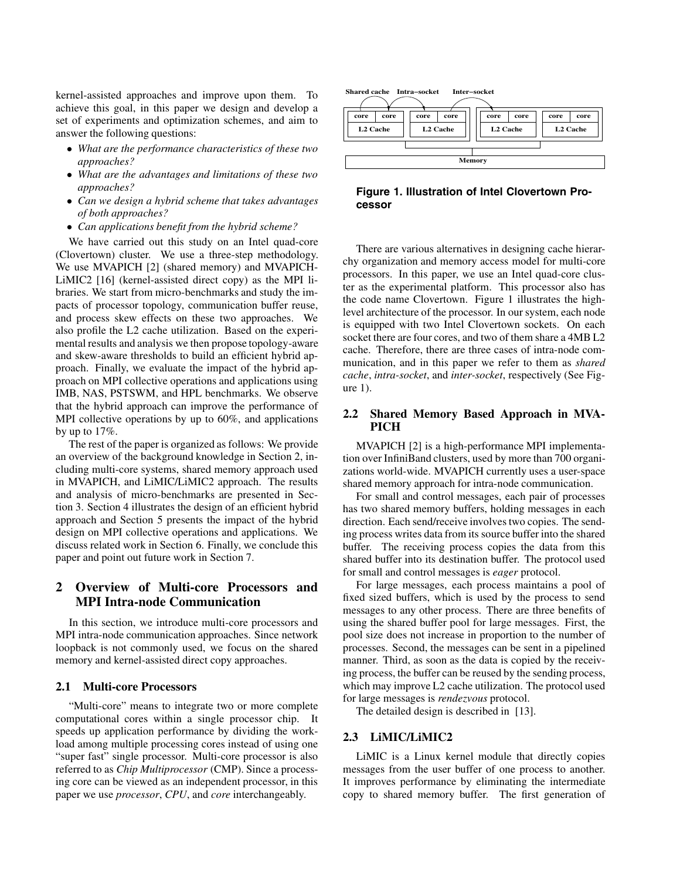kernel-assisted approaches and improve upon them. To achieve this goal, in this paper we design and develop a set of experiments and optimization schemes, and aim to answer the following questions:

- *What are the performance characteristics of these two approaches?*
- *What are the advantages and limitations of these two approaches?*
- *Can we design a hybrid scheme that takes advantages of both approaches?*
- *Can applications benefit from the hybrid scheme?*

We have carried out this study on an Intel quad-core (Clovertown) cluster. We use a three-step methodology. We use MVAPICH [2] (shared memory) and MVAPICH-LiMIC2 [16] (kernel-assisted direct copy) as the MPI libraries. We start from micro-benchmarks and study the impacts of processor topology, communication buffer reuse, and process skew effects on these two approaches. We also profile the L2 cache utilization. Based on the experimental results and analysis we then propose topology-aware and skew-aware thresholds to build an efficient hybrid approach. Finally, we evaluate the impact of the hybrid approach on MPI collective operations and applications using IMB, NAS, PSTSWM, and HPL benchmarks. We observe that the hybrid approach can improve the performance of MPI collective operations by up to 60%, and applications by up to 17%.

The rest of the paper is organized as follows: We provide an overview of the background knowledge in Section 2, including multi-core systems, shared memory approach used in MVAPICH, and LiMIC/LiMIC2 approach. The results and analysis of micro-benchmarks are presented in Section 3. Section 4 illustrates the design of an efficient hybrid approach and Section 5 presents the impact of the hybrid design on MPI collective operations and applications. We discuss related work in Section 6. Finally, we conclude this paper and point out future work in Section 7.

## 2 Overview of Multi-core Processors and MPI Intra-node Communication

In this section, we introduce multi-core processors and MPI intra-node communication approaches. Since network loopback is not commonly used, we focus on the shared memory and kernel-assisted direct copy approaches.

### 2.1 Multi-core Processors

"Multi-core" means to integrate two or more complete computational cores within a single processor chip. It speeds up application performance by dividing the workload among multiple processing cores instead of using one "super fast" single processor. Multi-core processor is also referred to as *Chip Multiprocessor* (CMP). Since a processing core can be viewed as an independent processor, in this paper we use *processor*, *CPU*, and *core* interchangeably.

Shared cache Intra–socket Inter–socket

| core | core | core | core | core | core | core | core |
|---|---|---|---|---|---|---|---|
| L2 Cache | | L2 Cache | | L2 Cache | | L2 Cache | |

Memory

**Figure 1. Illustration of Intel Clovertown Processor**

There are various alternatives in designing cache hierarchy organization and memory access model for multi-core processors. In this paper, we use an Intel quad-core cluster as the experimental platform. This processor also has the code name Clovertown. Figure 1 illustrates the high-level architecture of the processor. In our system, each node is equipped with two Intel Clovertown sockets. On each socket there are four cores, and two of them share a 4MB L2 cache. Therefore, there are three cases of intra-node communication, and in this paper we refer to them as *shared cache*, *intra-socket*, and *inter-socket*, respectively (See Figure 1).

### 2.2 Shared Memory Based Approach in MVAPICH

MVAPICH [2] is a high-performance MPI implementation over InfiniBand clusters, used by more than 700 organizations world-wide. MVAPICH currently uses a user-space shared memory approach for intra-node communication.

For small and control messages, each pair of processes has two shared memory buffers, holding messages in each direction. Each send/receive involves two copies. The sending process writes data from its source buffer into the shared buffer. The receiving process copies the data from this shared buffer into its destination buffer. The protocol used for small and control messages is *eager* protocol.

For large messages, each process maintains a pool of fixed sized buffers, which is used by the process to send messages to any other process. There are three benefits of using the shared buffer pool for large messages. First, the pool size does not increase in proportion to the number of processes. Second, the messages can be sent in a pipelined manner. Third, as soon as the data is copied by the receiving process, the buffer can be reused by the sending process, which may improve L2 cache utilization. The protocol used for large messages is *rendezvous* protocol.

The detailed design is described in [13].

### 2.3 LiMIC/LiMIC2

LiMIC is a Linux kernel module that directly copies messages from the user buffer of one process to another. It improves performance by eliminating the intermediate copy to shared memory buffer. The first generation of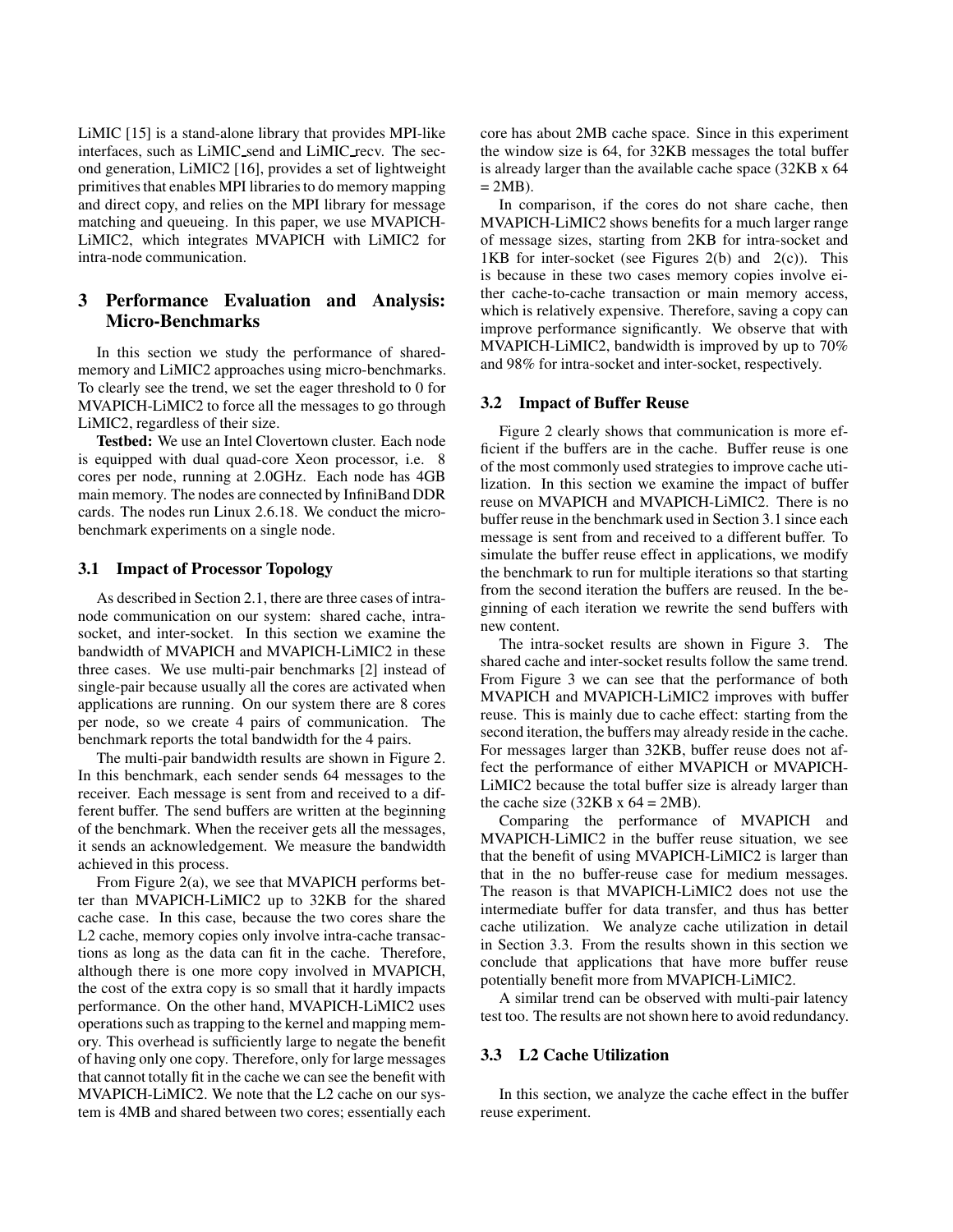LiMIC [15] is a stand-alone library that provides MPI-like interfaces, such as LiMIC_send and LiMIC_recv. The second generation, LiMIC2 [16], provides a set of lightweight primitives that enables MPI libraries to do memory mapping and direct copy, and relies on the MPI library for message matching and queueing. In this paper, we use MVAPICH-LiMIC2, which integrates MVAPICH with LiMIC2 for intra-node communication.

## 3 Performance Evaluation and Analysis: Micro-Benchmarks

In this section we study the performance of shared-memory and LiMIC2 approaches using micro-benchmarks. To clearly see the trend, we set the eager threshold to 0 for MVAPICH-LiMIC2 to force all the messages to go through LiMIC2, regardless of their size.

**Testbed:** We use an Intel Clovertown cluster. Each node is equipped with dual quad-core Xeon processor, i.e. 8 cores per node, running at 2.0GHz. Each node has 4GB main memory. The nodes are connected by InfiniBand DDR cards. The nodes run Linux 2.6.18. We conduct the micro-benchmark experiments on a single node.

### 3.1 Impact of Processor Topology

As described in Section 2.1, there are three cases of intra-node communication on our system: shared cache, intra-socket, and inter-socket. In this section we examine the bandwidth of MVAPICH and MVAPICH-LiMIC2 in these three cases. We use multi-pair benchmarks [2] instead of single-pair because usually all the cores are activated when applications are running. On our system there are 8 cores per node, so we create 4 pairs of communication. The benchmark reports the total bandwidth for the 4 pairs.

The multi-pair bandwidth results are shown in Figure 2. In this benchmark, each sender sends 64 messages to the receiver. Each message is sent from and received to a different buffer. The send buffers are written at the beginning of the benchmark. When the receiver gets all the messages, it sends an acknowledgement. We measure the bandwidth achieved in this process.

From Figure 2(a), we see that MVAPICH performs better than MVAPICH-LiMIC2 up to 32KB for the shared cache case. In this case, because the two cores share the L2 cache, memory copies only involve intra-cache transactions as long as the data can fit in the cache. Therefore, although there is one more copy involved in MVAPICH, the cost of the extra copy is so small that it hardly impacts performance. On the other hand, MVAPICH-LiMIC2 uses operations such as trapping to the kernel and mapping memory. This overhead is sufficiently large to negate the benefit of having only one copy. Therefore, only for large messages that cannot totally fit in the cache we can see the benefit with MVAPICH-LiMIC2. We note that the L2 cache on our system is 4MB and shared between two cores; essentially each core has about 2MB cache space. Since in this experiment the window size is 64, for 32KB messages the total buffer is already larger than the available cache space (32KB x 64 = 2MB).

In comparison, if the cores do not share cache, then MVAPICH-LiMIC2 shows benefits for a much larger range of message sizes, starting from 2KB for intra-socket and 1KB for inter-socket (see Figures 2(b) and 2(c)). This is because in these two cases memory copies involve either cache-to-cache transaction or main memory access, which is relatively expensive. Therefore, saving a copy can improve performance significantly. We observe that with MVAPICH-LiMIC2, bandwidth is improved by up to 70% and 98% for intra-socket and inter-socket, respectively.

### 3.2 Impact of Buffer Reuse

Figure 2 clearly shows that communication is more efficient if the buffers are in the cache. Buffer reuse is one of the most commonly used strategies to improve cache utilization. In this section we examine the impact of buffer reuse on MVAPICH and MVAPICH-LiMIC2. There is no buffer reuse in the benchmark used in Section 3.1 since each message is sent from and received to a different buffer. To simulate the buffer reuse effect in applications, we modify the benchmark to run for multiple iterations so that starting from the second iteration the buffers are reused. In the beginning of each iteration we rewrite the send buffers with new content.

The intra-socket results are shown in Figure 3. The shared cache and inter-socket results follow the same trend. From Figure 3 we can see that the performance of both MVAPICH and MVAPICH-LiMIC2 improves with buffer reuse. This is mainly due to cache effect: starting from the second iteration, the buffers may already reside in the cache. For messages larger than 32KB, buffer reuse does not affect the performance of either MVAPICH or MVAPICH-LiMIC2 because the total buffer size is already larger than the cache size (32KB x 64 = 2MB).

Comparing the performance of MVAPICH and MVAPICH-LiMIC2 in the buffer reuse situation, we see that the benefit of using MVAPICH-LiMIC2 is larger than that in the no buffer-reuse case for medium messages. The reason is that MVAPICH-LiMIC2 does not use the intermediate buffer for data transfer, and thus has better cache utilization. We analyze cache utilization in detail in Section 3.3. From the results shown in this section we conclude that applications that have more buffer reuse potentially benefit more from MVAPICH-LiMIC2.

A similar trend can be observed with multi-pair latency test too. The results are not shown here to avoid redundancy.

### 3.3 L2 Cache Utilization

In this section, we analyze the cache effect in the buffer reuse experiment.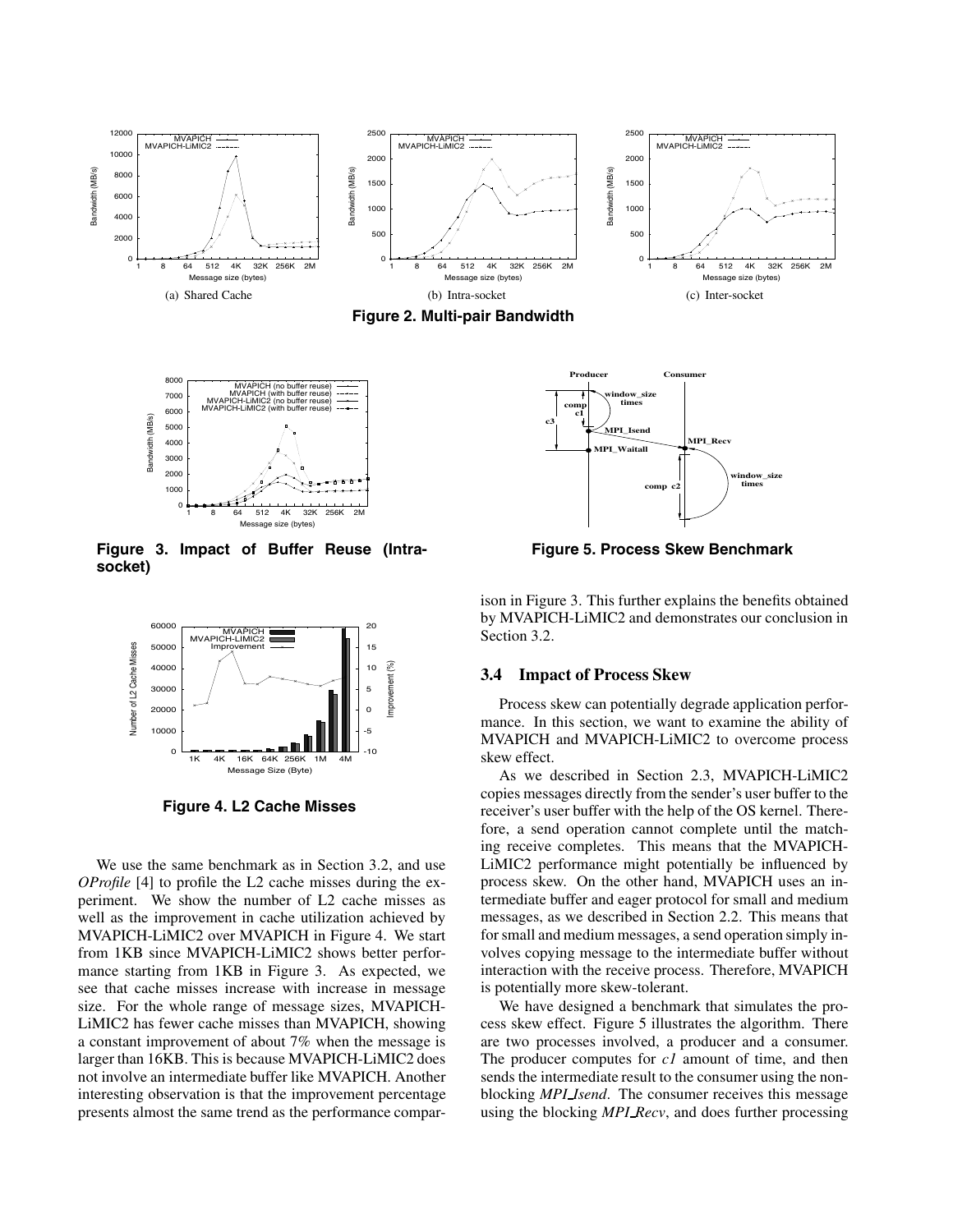**Figure 2. Multi-pair Bandwidth**

(a) Shared Cache

(b) Intra-socket

(c) Inter-socket

**Figure 3. Impact of Buffer Reuse (Intra-socket)**

**Figure 4. L2 Cache Misses**

We use the same benchmark as in Section 3.2, and use *OProfile* [4] to profile the L2 cache misses during the experiment. We show the number of L2 cache misses as well as the improvement in cache utilization achieved by MVAPICH-LiMIC2 over MVAPICH in Figure 4. We start from 1KB since MVAPICH-LiMIC2 shows better performance starting from 1KB in Figure 3. As expected, we see that cache misses increase with increase in message size. For the whole range of message sizes, MVAPICH-LiMIC2 has fewer cache misses than MVAPICH, showing a constant improvement of about 7% when the message is larger than 16KB. This is because MVAPICH-LiMIC2 does not involve an intermediate buffer like MVAPICH. Another interesting observation is that the improvement percentage presents almost the same trend as the performance comparison in Figure 3. This further explains the benefits obtained by MVAPICH-LiMIC2 and demonstrates our conclusion in Section 3.2.

**Figure 5. Process Skew Benchmark**

### 3.4 Impact of Process Skew

Process skew can potentially degrade application performance. In this section, we want to examine the ability of MVAPICH and MVAPICH-LiMIC2 to overcome process skew effect.

As we described in Section 2.3, MVAPICH-LiMIC2 copies messages directly from the sender's user buffer to the receiver's user buffer with the help of the OS kernel. Therefore, a send operation cannot complete until the matching receive completes. This means that the MVAPICH-LiMIC2 performance might potentially be influenced by process skew. On the other hand, MVAPICH uses an intermediate buffer and eager protocol for small and medium messages, as we described in Section 2.2. This means that for small and medium messages, a send operation simply involves copying message to the intermediate buffer without interaction with the receive process. Therefore, MVAPICH is potentially more skew-tolerant.

We have designed a benchmark that simulates the process skew effect. Figure 5 illustrates the algorithm. There are two processes involved, a producer and a consumer. The producer computes for *c1* amount of time, and then sends the intermediate result to the consumer using the non-blocking *MPI_Isend*. The consumer receives this message using the blocking *MPI_Recv*, and does further processing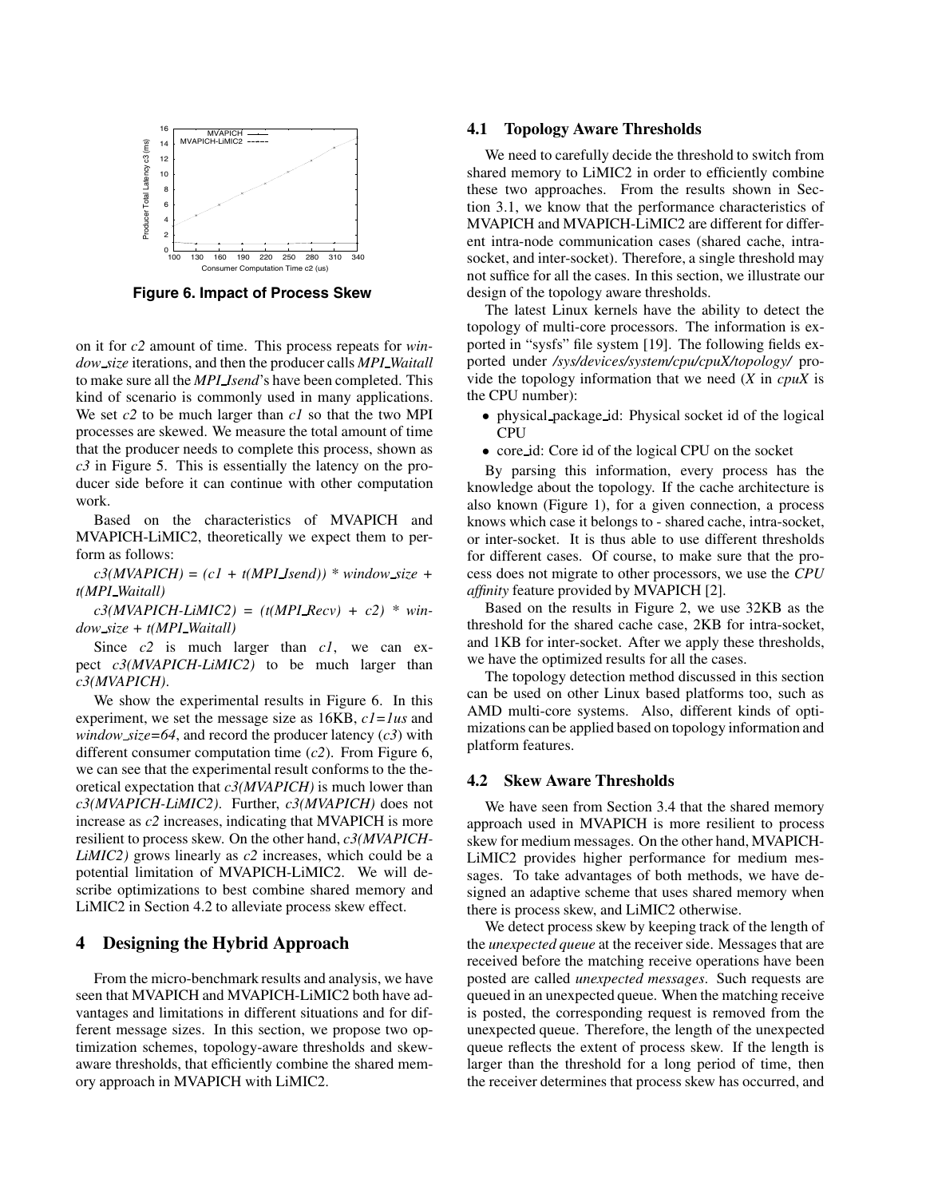Figure 6. Impact of Process Skew

on it for *c2* amount of time. This process repeats for *window_size* iterations, and then the producer calls *MPI_Waitall* to make sure all the *MPI_Isend*'s have been completed. This kind of scenario is commonly used in many applications. We set *c2* to be much larger than *c1* so that the two MPI processes are skewed. We measure the total amount of time that the producer needs to complete this process, shown as *c3* in Figure 5. This is essentially the latency on the producer side before it can continue with other computation work.

Based on the characteristics of MVAPICH and MVAPICH-LiMIC2, theoretically we expect them to perform as follows:

*c3(MVAPICH) = (c1 + t(MPI_Isend)) * window_size + t(MPI_Waitall)*

*c3(MVAPICH-LiMIC2) = (t(MPI_Recv) + c2) * window_size + t(MPI_Waitall)*

Since *c2* is much larger than *c1*, we can expect *c3(MVAPICH-LiMIC2)* to be much larger than *c3(MVAPICH)*.

We show the experimental results in Figure 6. In this experiment, we set the message size as 16KB, *c1=1us* and *window_size=64*, and record the producer latency (*c3*) with different consumer computation time (*c2*). From Figure 6, we can see that the experimental result conforms to the theoretical expectation that *c3(MVAPICH)* is much lower than *c3(MVAPICH-LiMIC2)*. Further, *c3(MVAPICH)* does not increase as *c2* increases, indicating that MVAPICH is more resilient to process skew. On the other hand, *c3(MVAPICH-LiMIC2)* grows linearly as *c2* increases, which could be a potential limitation of MVAPICH-LiMIC2. We will describe optimizations to best combine shared memory and LiMIC2 in Section 4.2 to alleviate process skew effect.

## 4 Designing the Hybrid Approach

From the micro-benchmark results and analysis, we have seen that MVAPICH and MVAPICH-LiMIC2 both have advantages and limitations in different situations and for different message sizes. In this section, we propose two optimization schemes, topology-aware thresholds and skew-aware thresholds, that efficiently combine the shared memory approach in MVAPICH with LiMIC2.

### 4.1 Topology Aware Thresholds

We need to carefully decide the threshold to switch from shared memory to LiMIC2 in order to efficiently combine these two approaches. From the results shown in Section 3.1, we know that the performance characteristics of MVAPICH and MVAPICH-LiMIC2 are different for different intra-node communication cases (shared cache, intra-socket, and inter-socket). Therefore, a single threshold may not suffice for all the cases. In this section, we illustrate our design of the topology aware thresholds.

The latest Linux kernels have the ability to detect the topology of multi-core processors. The information is exported in "sysfs" file system [19]. The following fields exported under */sys/devices/system/cpu/cpuX/topology/* provide the topology information that we need (*X* in *cpuX* is the CPU number):

- physical_package_id: Physical socket id of the logical CPU
- core_id: Core id of the logical CPU on the socket

By parsing this information, every process has the knowledge about the topology. If the cache architecture is also known (Figure 1), for a given connection, a process knows which case it belongs to - shared cache, intra-socket, or inter-socket. It is thus able to use different thresholds for different cases. Of course, to make sure that the process does not migrate to other processors, we use the *CPU affinity* feature provided by MVAPICH [2].

Based on the results in Figure 2, we use 32KB as the threshold for the shared cache case, 2KB for intra-socket, and 1KB for inter-socket. After we apply these thresholds, we have the optimized results for all the cases.

The topology detection method discussed in this section can be used on other Linux based platforms too, such as AMD multi-core systems. Also, different kinds of optimizations can be applied based on topology information and platform features.

### 4.2 Skew Aware Thresholds

We have seen from Section 3.4 that the shared memory approach used in MVAPICH is more resilient to process skew for medium messages. On the other hand, MVAPICH-LiMIC2 provides higher performance for medium messages. To take advantages of both methods, we have designed an adaptive scheme that uses shared memory when there is process skew, and LiMIC2 otherwise.

We detect process skew by keeping track of the length of the *unexpected queue* at the receiver side. Messages that are received before the matching receive operations have been posted are called *unexpected messages*. Such requests are queued in an unexpected queue. When the matching receive is posted, the corresponding request is removed from the unexpected queue. Therefore, the length of the unexpected queue reflects the extent of process skew. If the length is larger than the threshold for a long period of time, then the receiver determines that process skew has occurred, and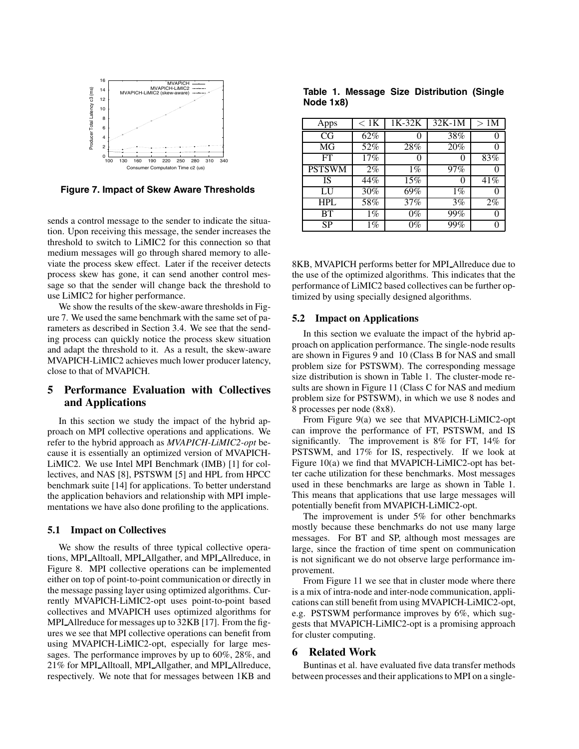Figure 7. Impact of Skew Aware Thresholds

sends a control message to the sender to indicate the situation. Upon receiving this message, the sender increases the threshold to switch to LiMIC2 for this connection so that medium messages will go through shared memory to alleviate the process skew effect. Later if the receiver detects process skew has gone, it can send another control message so that the sender will change back the threshold to use LiMIC2 for higher performance.

We show the results of the skew-aware thresholds in Figure 7. We used the same benchmark with the same set of parameters as described in Section 3.4. We see that the sending process can quickly notice the process skew situation and adapt the threshold to it. As a result, the skew-aware MVAPICH-LiMIC2 achieves much lower producer latency, close to that of MVAPICH.

# 5 Performance Evaluation with Collectives and Applications

In this section we study the impact of the hybrid approach on MPI collective operations and applications. We refer to the hybrid approach as *MVAPICH-LiMIC2-opt* because it is essentially an optimized version of MVAPICH-LiMIC2. We use Intel MPI Benchmark (IMB) [1] for collectives, and NAS [8], PSTSWM [5] and HPL from HPCC benchmark suite [14] for applications. To better understand the application behaviors and relationship with MPI implementations we have also done profiling to the applications.

## 5.1 Impact on Collectives

We show the results of three typical collective operations, MPI_Alltoall, MPI_Allgather, and MPI_Allreduce, in Figure 8. MPI collective operations can be implemented either on top of point-to-point communication or directly in the message passing layer using optimized algorithms. Currently MVAPICH-LiMIC2-opt uses point-to-point based collectives and MVAPICH uses optimized algorithms for MPI_Allreduce for messages up to 32KB [17]. From the figures we see that MPI collective operations can benefit from using MVAPICH-LiMIC2-opt, especially for large messages. The performance improves by up to 60%, 28%, and 21% for MPI_Alltoall, MPI_Allgather, and MPI_Allreduce, respectively. We note that for messages between 1KB and 8KB, MVAPICH performs better for MPI_Allreduce due to the use of the optimized algorithms. This indicates that the performance of LiMIC2 based collectives can be further optimized by using specially designed algorithms.

**Table 1. Message Size Distribution (Single Node 1x8)**

| Apps | < 1K | 1K-32K | 32K-1M | > 1M |
|---|---|---|---|---|
| CG | 62% | 0 | 38% | 0 |
| MG | 52% | 28% | 20% | 0 |
| FT | 17% | 0 | 0 | 83% |
| PSTSWM | 2% | 1% | 97% | 0 |
| IS | 44% | 15% | 0 | 41% |
| LU | 30% | 69% | 1% | 0 |
| HPL | 58% | 37% | 3% | 2% |
| BT | 1% | 0% | 99% | 0 |
| SP | 1% | 0% | 99% | 0 |

## 5.2 Impact on Applications

In this section we evaluate the impact of the hybrid approach on application performance. The single-node results are shown in Figures 9 and 10 (Class B for NAS and small problem size for PSTSWM). The corresponding message size distribution is shown in Table 1. The cluster-mode results are shown in Figure 11 (Class C for NAS and medium problem size for PSTSWM), in which we use 8 nodes and 8 processes per node (8x8).

From Figure 9(a) we see that MVAPICH-LiMIC2-opt can improve the performance of FT, PSTSWM, and IS significantly. The improvement is 8% for FT, 14% for PSTSWM, and 17% for IS, respectively. If we look at Figure 10(a) we find that MVAPICH-LiMIC2-opt has better cache utilization for these benchmarks. Most messages used in these benchmarks are large as shown in Table 1. This means that applications that use large messages will potentially benefit from MVAPICH-LiMIC2-opt.

The improvement is under 5% for other benchmarks mostly because these benchmarks do not use many large messages. For BT and SP, although most messages are large, since the fraction of time spent on communication is not significant we do not observe large performance improvement.

From Figure 11 we see that in cluster mode where there is a mix of intra-node and inter-node communication, applications can still benefit from using MVAPICH-LiMIC2-opt, e.g. PSTSWM performance improves by 6%, which suggests that MVAPICH-LiMIC2-opt is a promising approach for cluster computing.

# 6 Related Work

Buntinas et al. have evaluated five data transfer methods between processes and their applications to MPI on a single-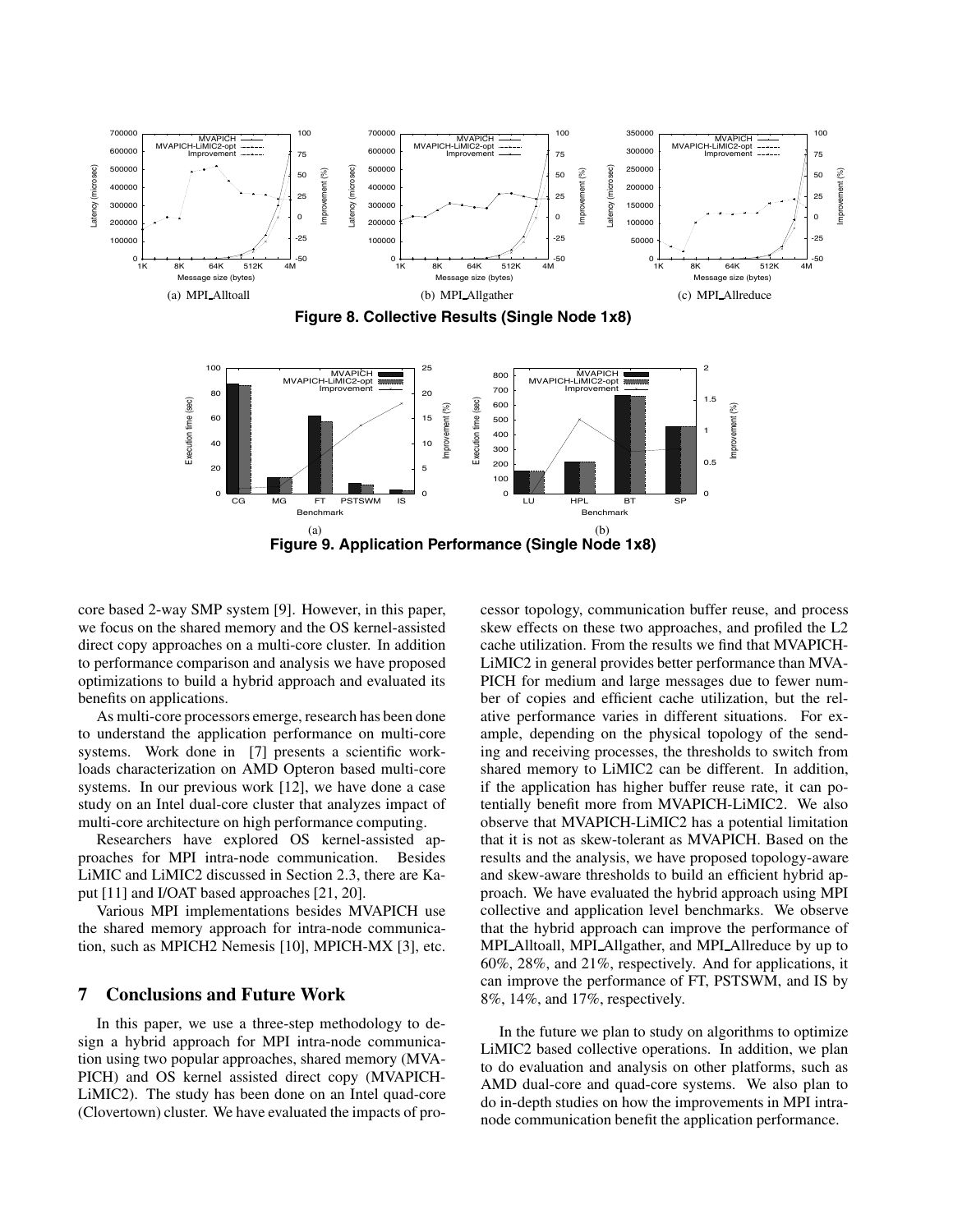(a) MPI_Alltoall

(b) MPI_Allgather

(c) MPI_Allreduce

**Figure 8. Collective Results (Single Node 1x8)**

(a)

(b)

**Figure 9. Application Performance (Single Node 1x8)**

core based 2-way SMP system [9]. However, in this paper, we focus on the shared memory and the OS kernel-assisted direct copy approaches on a multi-core cluster. In addition to performance comparison and analysis we have proposed optimizations to build a hybrid approach and evaluated its benefits on applications.

As multi-core processors emerge, research has been done to understand the application performance on multi-core systems. Work done in [7] presents a scientific workloads characterization on AMD Opteron based multi-core systems. In our previous work [12], we have done a case study on an Intel dual-core cluster that analyzes impact of multi-core architecture on high performance computing.

Researchers have explored OS kernel-assisted approaches for MPI intra-node communication. Besides LiMIC and LiMIC2 discussed in Section 2.3, there are Kaput [11] and I/OAT based approaches [21, 20].

Various MPI implementations besides MVAPICH use the shared memory approach for intra-node communication, such as MPICH2 Nemesis [10], MPICH-MX [3], etc.

## 7 Conclusions and Future Work

In this paper, we use a three-step methodology to design a hybrid approach for MPI intra-node communication using two popular approaches, shared memory (MVAPICH) and OS kernel assisted direct copy (MVAPICH-LiMIC2). The study has been done on an Intel quad-core (Clovertown) cluster. We have evaluated the impacts of processor topology, communication buffer reuse, and process skew effects on these two approaches, and profiled the L2 cache utilization. From the results we find that MVAPICH-LiMIC2 in general provides better performance than MVAPICH for medium and large messages due to fewer number of copies and efficient cache utilization, but the relative performance varies in different situations. For example, depending on the physical topology of the sending and receiving processes, the thresholds to switch from shared memory to LiMIC2 can be different. In addition, if the application has higher buffer reuse rate, it can potentially benefit more from MVAPICH-LiMIC2. We also observe that MVAPICH-LiMIC2 has a potential limitation that it is not as skew-tolerant as MVAPICH. Based on the results and the analysis, we have proposed topology-aware and skew-aware thresholds to build an efficient hybrid approach. We have evaluated the hybrid approach using MPI collective and application level benchmarks. We observe that the hybrid approach can improve the performance of MPI_Alltoall, MPI_Allgather, and MPI_Allreduce by up to 60%, 28%, and 21%, respectively. And for applications, it can improve the performance of FT, PSTSWM, and IS by 8%, 14%, and 17%, respectively.

In the future we plan to study on algorithms to optimize LiMIC2 based collective operations. In addition, we plan to do evaluation and analysis on other platforms, such as AMD dual-core and quad-core systems. We also plan to do in-depth studies on how the improvements in MPI intra-node communication benefit the application performance.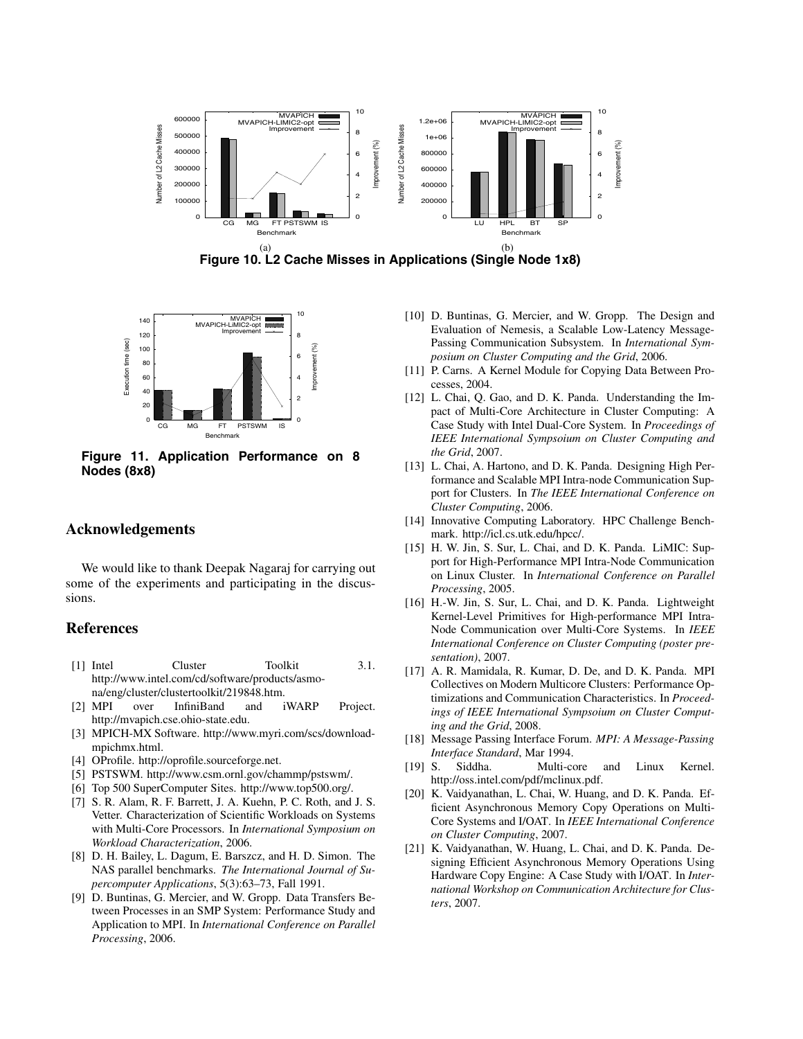Number of L2 Cache Misses
600000
500000
400000
300000
200000
100000
0
CG MG FT PSTSWM IS
Benchmark
MVAPICH
MVAPICH-LIMIC2-opt
Improvement
Improvement (%)
10
8
6
4
2
0

(a)

Number of L2 Cache Misses
1.2e+06
1e+06
800000
600000
400000
200000
0
LU HPL BT SP
Benchmark
MVAPICH
MVAPICH-LIMIC2-opt
Improvement
Improvement (%)
10
8
6
4
2
0

(b)

**Figure 10. L2 Cache Misses in Applications (Single Node 1x8)**

Execution time (sec)
140
120
100
80
60
40
20
0
CG MG FT PSTSWM IS
Benchmark
MVAPICH
MVAPICH-LIMIC2-opt
Improvement
Improvement (%)
10
8
6
4
2
0

**Figure 11. Application Performance on 8 Nodes (8x8)**

## Acknowledgements

We would like to thank Deepak Nagaraj for carrying out some of the experiments and participating in the discussions.

## References

[1] Intel Cluster Toolkit 3.1. http://www.intel.com/cd/software/products/asmo-na/eng/cluster/clustertoolkit/219848.htm.

[2] MPI over InfiniBand and iWARP Project. http://mvapich.cse.ohio-state.edu.

[3] MPICH-MX Software. http://www.myri.com/scs/download-mpichmx.html.

[4] OProfile. http://oprofile.sourceforge.net.

[5] PSTSWM. http://www.csm.ornl.gov/chammp/pstswm/.

[6] Top 500 SuperComputer Sites. http://www.top500.org/.

[7] S. R. Alam, R. F. Barrett, J. A. Kuehn, P. C. Roth, and J. S. Vetter. Characterization of Scientific Workloads on Systems with Multi-Core Processors. In *International Symposium on Workload Characterization*, 2006.

[8] D. H. Bailey, L. Dagum, E. Barszcz, and H. D. Simon. The NAS parallel benchmarks. *The International Journal of Supercomputer Applications*, 5(3):63–73, Fall 1991.

[9] D. Buntinas, G. Mercier, and W. Gropp. Data Transfers Between Processes in an SMP System: Performance Study and Application to MPI. In *International Conference on Parallel Processing*, 2006.

[10] D. Buntinas, G. Mercier, and W. Gropp. The Design and Evaluation of Nemesis, a Scalable Low-Latency Message-Passing Communication Subsystem. In *International Symposium on Cluster Computing and the Grid*, 2006.

[11] P. Carns. A Kernel Module for Copying Data Between Processes, 2004.

[12] L. Chai, Q. Gao, and D. K. Panda. Understanding the Impact of Multi-Core Architecture in Cluster Computing: A Case Study with Intel Dual-Core System. In *Proceedings of IEEE International Sympsoium on Cluster Computing and the Grid*, 2007.

[13] L. Chai, A. Hartono, and D. K. Panda. Designing High Performance and Scalable MPI Intra-node Communication Support for Clusters. In *The IEEE International Conference on Cluster Computing*, 2006.

[14] Innovative Computing Laboratory. HPC Challenge Benchmark. http://icl.cs.utk.edu/hpcc/.

[15] H. W. Jin, S. Sur, L. Chai, and D. K. Panda. LiMIC: Support for High-Performance MPI Intra-Node Communication on Linux Cluster. In *International Conference on Parallel Processing*, 2005.

[16] H.-W. Jin, S. Sur, L. Chai, and D. K. Panda. Lightweight Kernel-Level Primitives for High-performance MPI Intra-Node Communication over Multi-Core Systems. In *IEEE International Conference on Cluster Computing (poster presentation)*, 2007.

[17] A. R. Mamidala, R. Kumar, D. De, and D. K. Panda. MPI Collectives on Modern Multicore Clusters: Performance Optimizations and Communication Characteristics. In *Proceedings of IEEE International Sympsoium on Cluster Computing and the Grid*, 2008.

[18] Message Passing Interface Forum. *MPI: A Message-Passing Interface Standard*, Mar 1994.

[19] S. Siddha. Multi-core and Linux Kernel. http://oss.intel.com/pdf/mclinux.pdf.

[20] K. Vaidyanathan, L. Chai, W. Huang, and D. K. Panda. Efficient Asynchronous Memory Copy Operations on Multi-Core Systems and I/OAT. In *IEEE International Conference on Cluster Computing*, 2007.

[21] K. Vaidyanathan, W. Huang, L. Chai, and D. K. Panda. Designing Efficient Asynchronous Memory Operations Using Hardware Copy Engine: A Case Study with I/OAT. In *International Workshop on Communication Architecture for Clusters*, 2007.